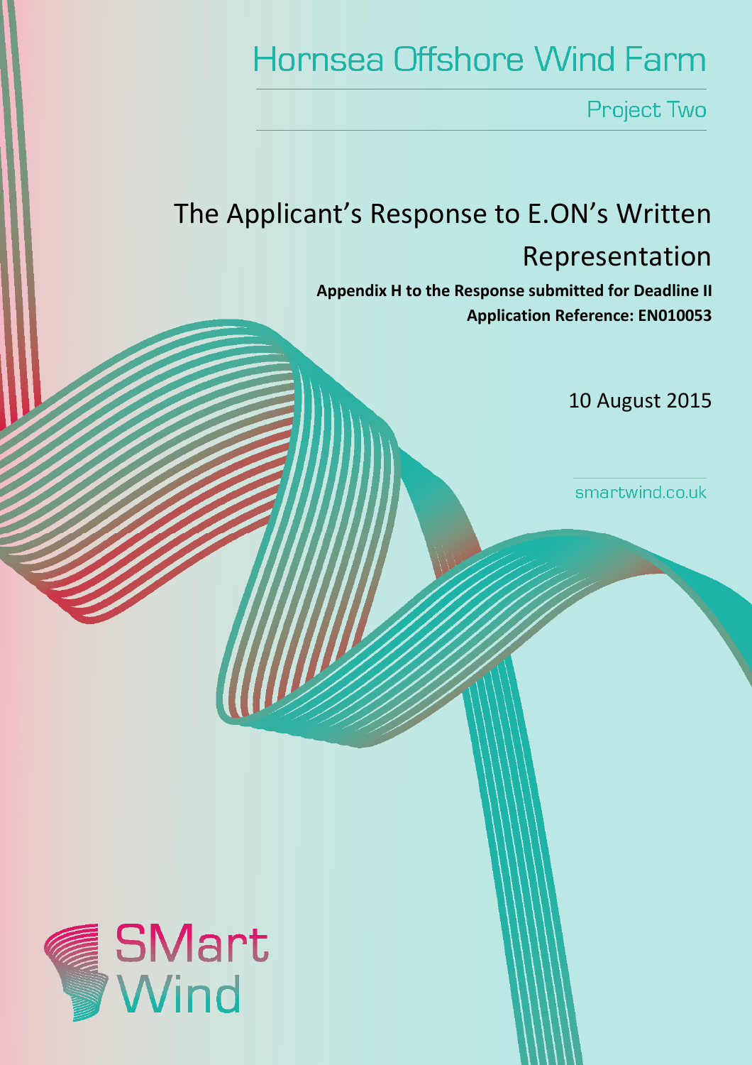# Hornsea Offshore Wind Farm

Project Two

## The Applicant's Response to E.ON's Written Representation

**Appendix H to the Response submitted for Deadline II**

**Application Reference: EN010053**

10 August 2015

smartwind.co.uk

SMart Wind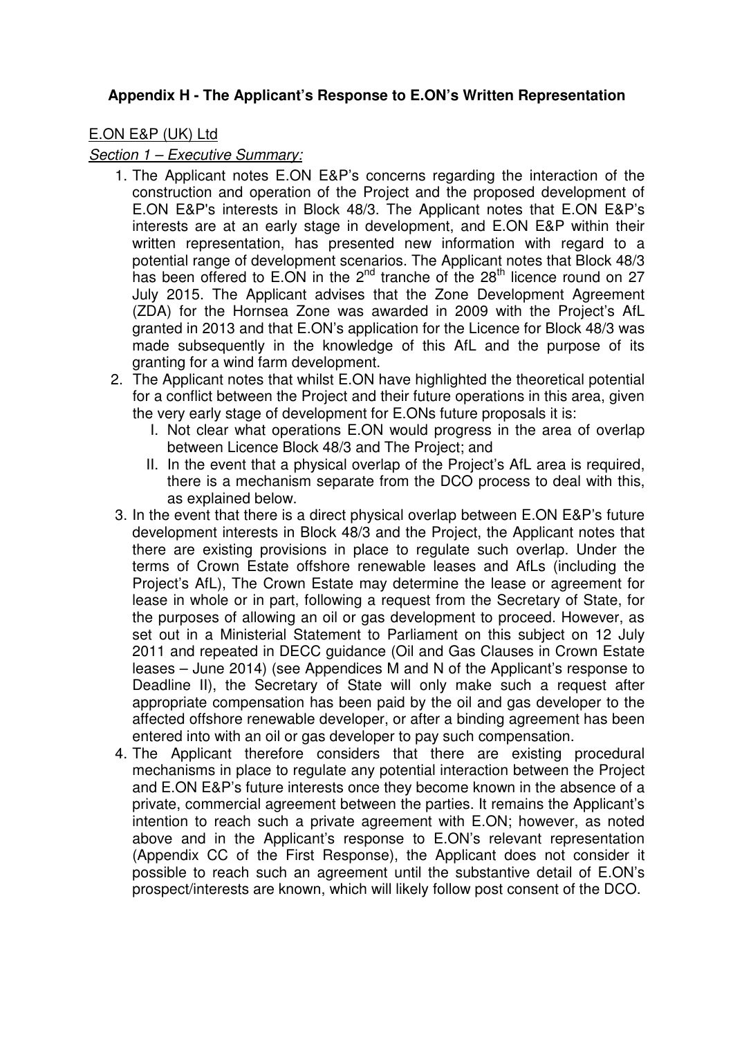**Appendix H - The Applicant's Response to E.ON's Written Representation**

E.ON E&P (UK) Ltd

*Section 1 – Executive Summary:*

1. The Applicant notes E.ON E&P's concerns regarding the interaction of the construction and operation of the Project and the proposed development of E.ON E&P's interests in Block 48/3. The Applicant notes that E.ON E&P's interests are at an early stage in development, and E.ON E&P within their written representation, has presented new information with regard to a potential range of development scenarios. The Applicant notes that Block 48/3 has been offered to E.ON in the 2nd tranche of the 28th licence round on 27 July 2015. The Applicant advises that the Zone Development Agreement (ZDA) for the Hornsea Zone was awarded in 2009 with the Project's AfL granted in 2013 and that E.ON's application for the Licence for Block 48/3 was made subsequently in the knowledge of this AfL and the purpose of its granting for a wind farm development.
2. The Applicant notes that whilst E.ON have highlighted the theoretical potential for a conflict between the Project and their future operations in this area, given the very early stage of development for E.ONs future proposals it is:
   I. Not clear what operations E.ON would progress in the area of overlap between Licence Block 48/3 and The Project; and
   II. In the event that a physical overlap of the Project's AfL area is required, there is a mechanism separate from the DCO process to deal with this, as explained below.
3. In the event that there is a direct physical overlap between E.ON E&P's future development interests in Block 48/3 and the Project, the Applicant notes that there are existing provisions in place to regulate such overlap. Under the terms of Crown Estate offshore renewable leases and AfLs (including the Project's AfL), The Crown Estate may determine the lease or agreement for lease in whole or in part, following a request from the Secretary of State, for the purposes of allowing an oil or gas development to proceed. However, as set out in a Ministerial Statement to Parliament on this subject on 12 July 2011 and repeated in DECC guidance (Oil and Gas Clauses in Crown Estate leases – June 2014) (see Appendices M and N of the Applicant's response to Deadline II), the Secretary of State will only make such a request after appropriate compensation has been paid by the oil and gas developer to the affected offshore renewable developer, or after a binding agreement has been entered into with an oil or gas developer to pay such compensation.
4. The Applicant therefore considers that there are existing procedural mechanisms in place to regulate any potential interaction between the Project and E.ON E&P's future interests once they become known in the absence of a private, commercial agreement between the parties. It remains the Applicant's intention to reach such a private agreement with E.ON; however, as noted above and in the Applicant's response to E.ON's relevant representation (Appendix CC of the First Response), the Applicant does not consider it possible to reach such an agreement until the substantive detail of E.ON's prospect/interests are known, which will likely follow post consent of the DCO.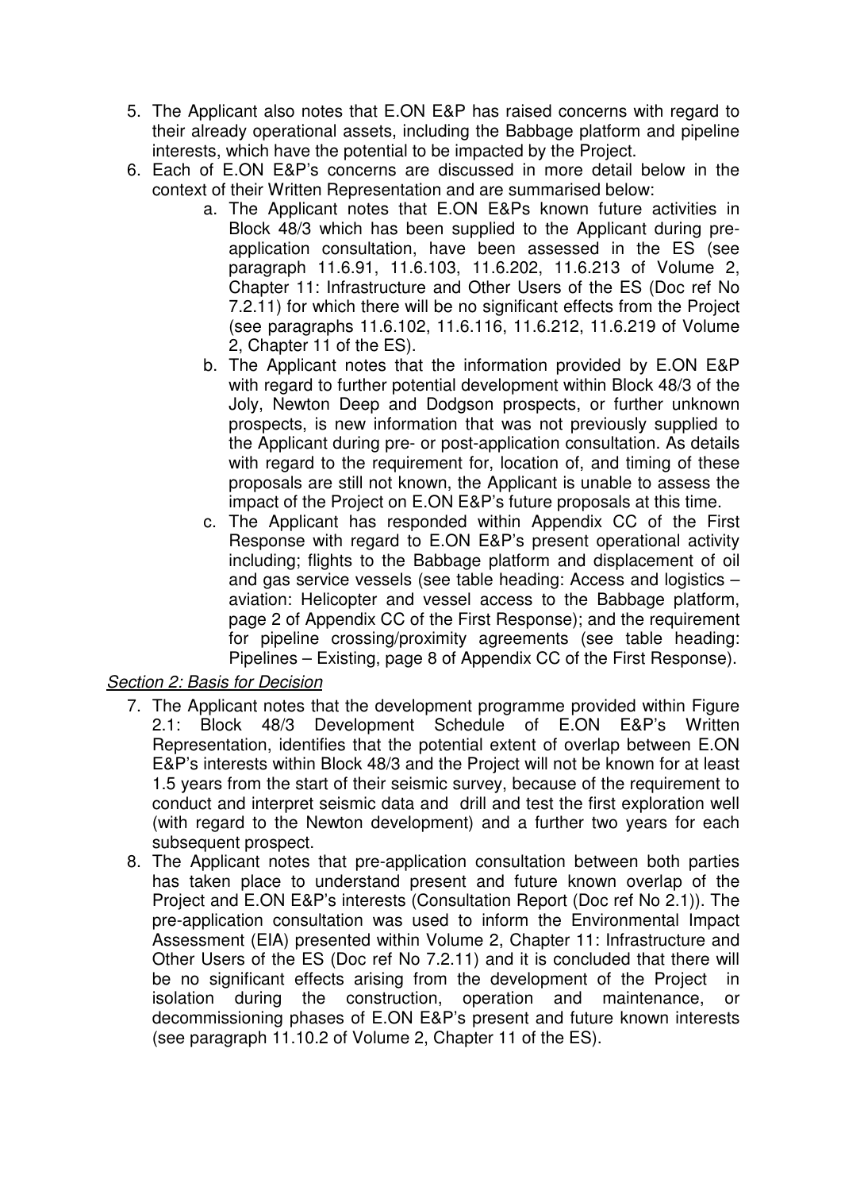5. The Applicant also notes that E.ON E&P has raised concerns with regard to their already operational assets, including the Babbage platform and pipeline interests, which have the potential to be impacted by the Project.
6. Each of E.ON E&P's concerns are discussed in more detail below in the context of their Written Representation and are summarised below:
   a. The Applicant notes that E.ON E&Ps known future activities in Block 48/3 which has been supplied to the Applicant during pre-application consultation, have been assessed in the ES (see paragraph 11.6.91, 11.6.103, 11.6.202, 11.6.213 of Volume 2, Chapter 11: Infrastructure and Other Users of the ES (Doc ref No 7.2.11) for which there will be no significant effects from the Project (see paragraphs 11.6.102, 11.6.116, 11.6.212, 11.6.219 of Volume 2, Chapter 11 of the ES).
   b. The Applicant notes that the information provided by E.ON E&P with regard to further potential development within Block 48/3 of the Joly, Newton Deep and Dodgson prospects, or further unknown prospects, is new information that was not previously supplied to the Applicant during pre- or post-application consultation. As details with regard to the requirement for, location of, and timing of these proposals are still not known, the Applicant is unable to assess the impact of the Project on E.ON E&P's future proposals at this time.
   c. The Applicant has responded within Appendix CC of the First Response with regard to E.ON E&P's present operational activity including; flights to the Babbage platform and displacement of oil and gas service vessels (see table heading: Access and logistics – aviation: Helicopter and vessel access to the Babbage platform, page 2 of Appendix CC of the First Response); and the requirement for pipeline crossing/proximity agreements (see table heading: Pipelines – Existing, page 8 of Appendix CC of the First Response).

*Section 2: Basis for Decision*

7. The Applicant notes that the development programme provided within Figure 2.1: Block 48/3 Development Schedule of E.ON E&P's Written Representation, identifies that the potential extent of overlap between E.ON E&P's interests within Block 48/3 and the Project will not be known for at least 1.5 years from the start of their seismic survey, because of the requirement to conduct and interpret seismic data and drill and test the first exploration well (with regard to the Newton development) and a further two years for each subsequent prospect.
8. The Applicant notes that pre-application consultation between both parties has taken place to understand present and future known overlap of the Project and E.ON E&P's interests (Consultation Report (Doc ref No 2.1)). The pre-application consultation was used to inform the Environmental Impact Assessment (EIA) presented within Volume 2, Chapter 11: Infrastructure and Other Users of the ES (Doc ref No 7.2.11) and it is concluded that there will be no significant effects arising from the development of the Project in isolation during the construction, operation and maintenance, or decommissioning phases of E.ON E&P's present and future known interests (see paragraph 11.10.2 of Volume 2, Chapter 11 of the ES).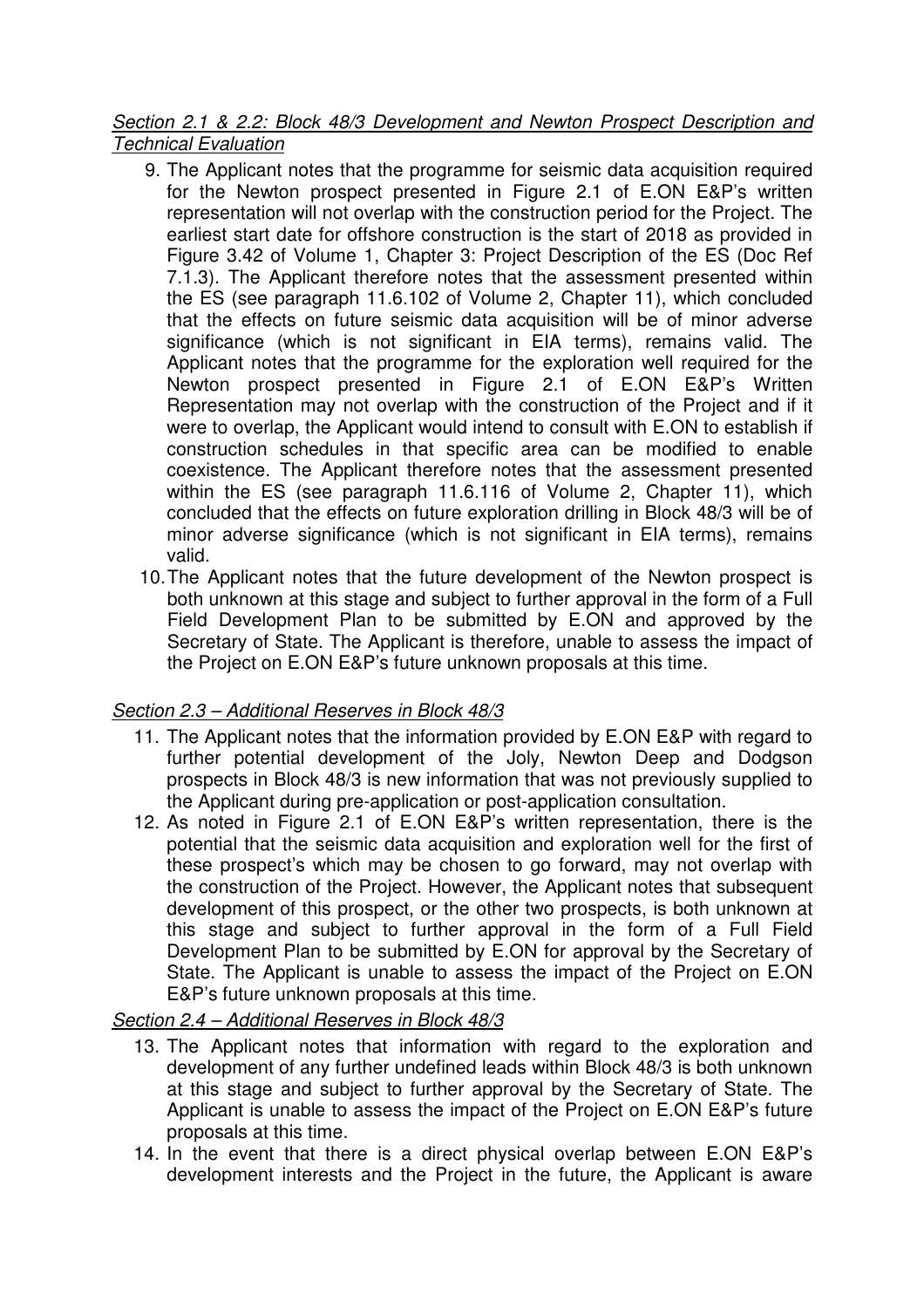*Section 2.1 & 2.2: Block 48/3 Development and Newton Prospect Description and Technical Evaluation*

9. The Applicant notes that the programme for seismic data acquisition required for the Newton prospect presented in Figure 2.1 of E.ON E&P's written representation will not overlap with the construction period for the Project. The earliest start date for offshore construction is the start of 2018 as provided in Figure 3.42 of Volume 1, Chapter 3: Project Description of the ES (Doc Ref 7.1.3). The Applicant therefore notes that the assessment presented within the ES (see paragraph 11.6.102 of Volume 2, Chapter 11), which concluded that the effects on future seismic data acquisition will be of minor adverse significance (which is not significant in EIA terms), remains valid. The Applicant notes that the programme for the exploration well required for the Newton prospect presented in Figure 2.1 of E.ON E&P's Written Representation may not overlap with the construction of the Project and if it were to overlap, the Applicant would intend to consult with E.ON to establish if construction schedules in that specific area can be modified to enable coexistence. The Applicant therefore notes that the assessment presented within the ES (see paragraph 11.6.116 of Volume 2, Chapter 11), which concluded that the effects on future exploration drilling in Block 48/3 will be of minor adverse significance (which is not significant in EIA terms), remains valid.
10. The Applicant notes that the future development of the Newton prospect is both unknown at this stage and subject to further approval in the form of a Full Field Development Plan to be submitted by E.ON and approved by the Secretary of State. The Applicant is therefore, unable to assess the impact of the Project on E.ON E&P's future unknown proposals at this time.

*Section 2.3 – Additional Reserves in Block 48/3*

11. The Applicant notes that the information provided by E.ON E&P with regard to further potential development of the Joly, Newton Deep and Dodgson prospects in Block 48/3 is new information that was not previously supplied to the Applicant during pre-application or post-application consultation.
12. As noted in Figure 2.1 of E.ON E&P's written representation, there is the potential that the seismic data acquisition and exploration well for the first of these prospect's which may be chosen to go forward, may not overlap with the construction of the Project. However, the Applicant notes that subsequent development of this prospect, or the other two prospects, is both unknown at this stage and subject to further approval in the form of a Full Field Development Plan to be submitted by E.ON for approval by the Secretary of State. The Applicant is unable to assess the impact of the Project on E.ON E&P's future unknown proposals at this time.

*Section 2.4 – Additional Reserves in Block 48/3*

13. The Applicant notes that information with regard to the exploration and development of any further undefined leads within Block 48/3 is both unknown at this stage and subject to further approval by the Secretary of State. The Applicant is unable to assess the impact of the Project on E.ON E&P's future proposals at this time.
14. In the event that there is a direct physical overlap between E.ON E&P's development interests and the Project in the future, the Applicant is aware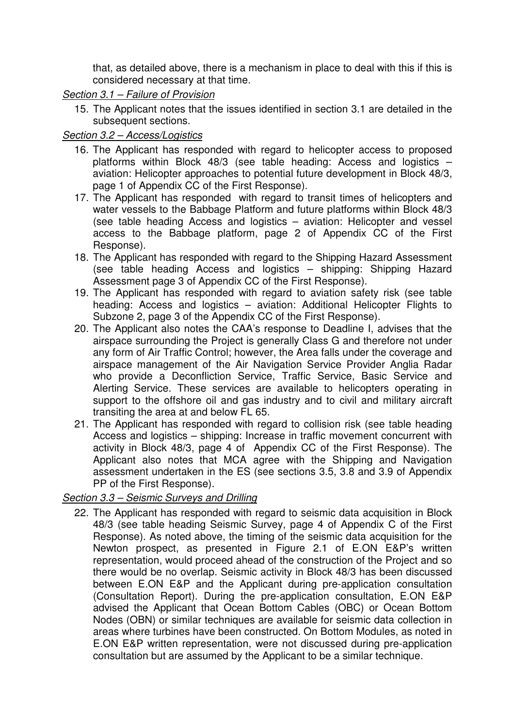that, as detailed above, there is a mechanism in place to deal with this if this is considered necessary at that time.

*Section 3.1 – Failure of Provision*

15. The Applicant notes that the issues identified in section 3.1 are detailed in the subsequent sections.

*Section 3.2 – Access/Logistics*

16. The Applicant has responded with regard to helicopter access to proposed platforms within Block 48/3 (see table heading: Access and logistics – aviation: Helicopter approaches to potential future development in Block 48/3, page 1 of Appendix CC of the First Response).
17. The Applicant has responded with regard to transit times of helicopters and water vessels to the Babbage Platform and future platforms within Block 48/3 (see table heading Access and logistics – aviation: Helicopter and vessel access to the Babbage platform, page 2 of Appendix CC of the First Response).
18. The Applicant has responded with regard to the Shipping Hazard Assessment (see table heading Access and logistics – shipping: Shipping Hazard Assessment page 3 of Appendix CC of the First Response).
19. The Applicant has responded with regard to aviation safety risk (see table heading: Access and logistics – aviation: Additional Helicopter Flights to Subzone 2, page 3 of the Appendix CC of the First Response).
20. The Applicant also notes the CAA's response to Deadline I, advises that the airspace surrounding the Project is generally Class G and therefore not under any form of Air Traffic Control; however, the Area falls under the coverage and airspace management of the Air Navigation Service Provider Anglia Radar who provide a Deconfliction Service, Traffic Service, Basic Service and Alerting Service. These services are available to helicopters operating in support to the offshore oil and gas industry and to civil and military aircraft transiting the area at and below FL 65.
21. The Applicant has responded with regard to collision risk (see table heading Access and logistics – shipping: Increase in traffic movement concurrent with activity in Block 48/3, page 4 of Appendix CC of the First Response). The Applicant also notes that MCA agree with the Shipping and Navigation assessment undertaken in the ES (see sections 3.5, 3.8 and 3.9 of Appendix PP of the First Response).

*Section 3.3 – Seismic Surveys and Drilling*

22. The Applicant has responded with regard to seismic data acquisition in Block 48/3 (see table heading Seismic Survey, page 4 of Appendix C of the First Response). As noted above, the timing of the seismic data acquisition for the Newton prospect, as presented in Figure 2.1 of E.ON E&P's written representation, would proceed ahead of the construction of the Project and so there would be no overlap. Seismic activity in Block 48/3 has been discussed between E.ON E&P and the Applicant during pre-application consultation (Consultation Report). During the pre-application consultation, E.ON E&P advised the Applicant that Ocean Bottom Cables (OBC) or Ocean Bottom Nodes (OBN) or similar techniques are available for seismic data collection in areas where turbines have been constructed. On Bottom Modules, as noted in E.ON E&P written representation, were not discussed during pre-application consultation but are assumed by the Applicant to be a similar technique.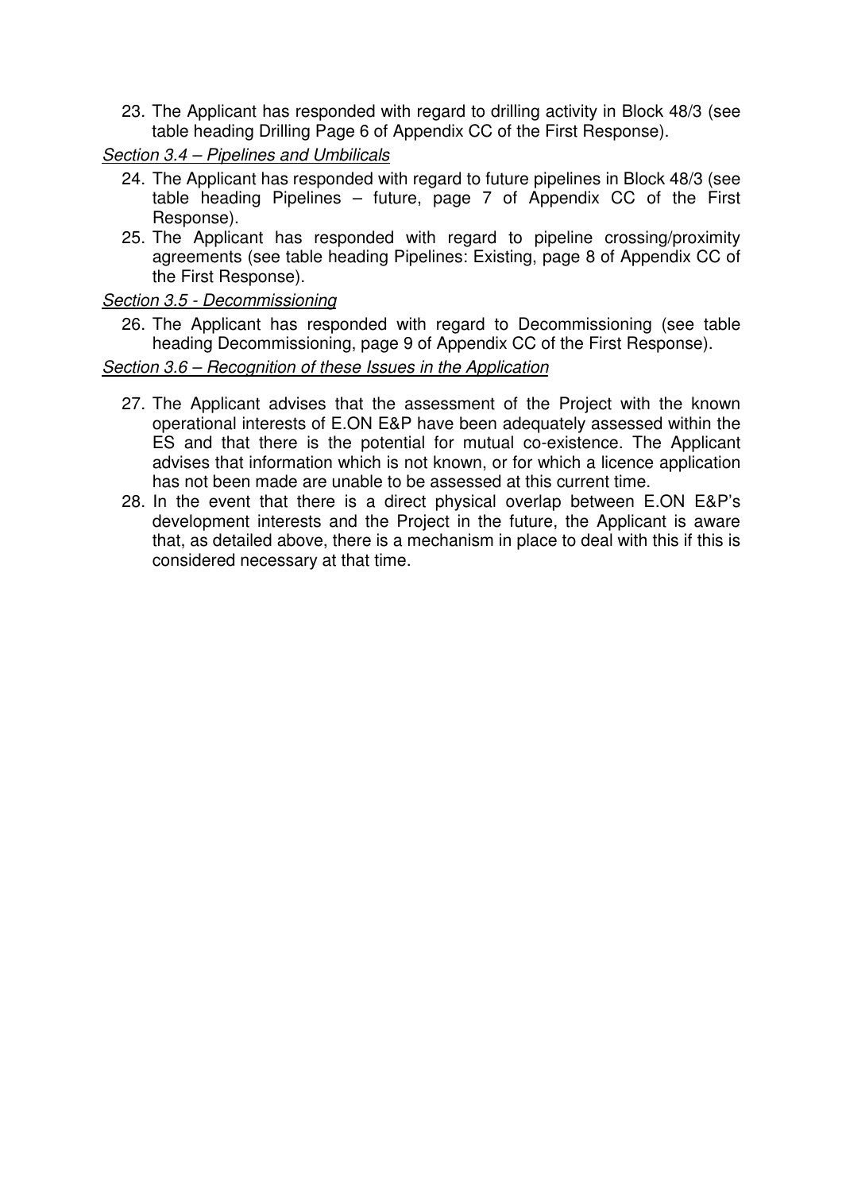23. The Applicant has responded with regard to drilling activity in Block 48/3 (see table heading Drilling Page 6 of Appendix CC of the First Response).

*Section 3.4 – Pipelines and Umbilicals*

24. The Applicant has responded with regard to future pipelines in Block 48/3 (see table heading Pipelines – future, page 7 of Appendix CC of the First Response).
25. The Applicant has responded with regard to pipeline crossing/proximity agreements (see table heading Pipelines: Existing, page 8 of Appendix CC of the First Response).

*Section 3.5 - Decommissioning*

26. The Applicant has responded with regard to Decommissioning (see table heading Decommissioning, page 9 of Appendix CC of the First Response).

*Section 3.6 – Recognition of these Issues in the Application*

27. The Applicant advises that the assessment of the Project with the known operational interests of E.ON E&P have been adequately assessed within the ES and that there is the potential for mutual co-existence. The Applicant advises that information which is not known, or for which a licence application has not been made are unable to be assessed at this current time.
28. In the event that there is a direct physical overlap between E.ON E&P's development interests and the Project in the future, the Applicant is aware that, as detailed above, there is a mechanism in place to deal with this if this is considered necessary at that time.